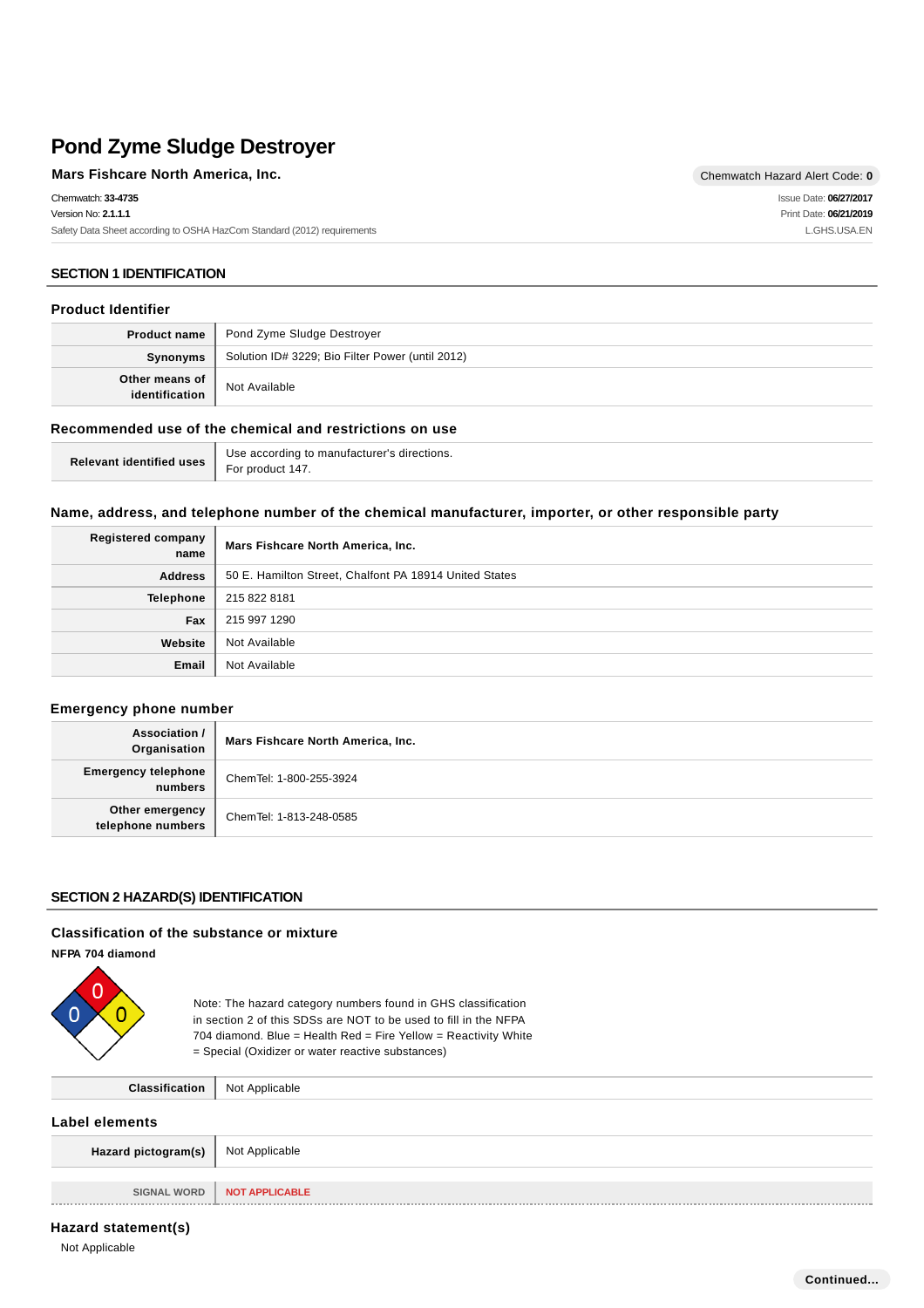# Pond Zyme Sludge Destroyer

**Mars Fishcare North America, Inc.**

Chemwatch Hazard Alert Code: **0**

Chemwatch: **33-4735**
Version No: **2.1.1.1**
Safety Data Sheet according to OSHA HazCom Standard (2012) requirements

Issue Date: **06/27/2017**
Print Date: **06/21/2019**
L.GHS.USA.EN

## SECTION 1 IDENTIFICATION

### Product Identifier

| | |
|---|---|
| **Product name** | Pond Zyme Sludge Destroyer |
| **Synonyms** | Solution ID# 3229; Bio Filter Power (until 2012) |
| **Other means of identification** | Not Available |

### Recommended use of the chemical and restrictions on use

| | |
|---|---|
| **Relevant identified uses** | Use according to manufacturer's directions.<br>For product 147. |

### Name, address, and telephone number of the chemical manufacturer, importer, or other responsible party

| | |
|---|---|
| **Registered company name** | **Mars Fishcare North America, Inc.** |
| **Address** | 50 E. Hamilton Street, Chalfont PA 18914 United States |
| **Telephone** | 215 822 8181 |
| **Fax** | 215 997 1290 |
| **Website** | Not Available |
| **Email** | Not Available |

### Emergency phone number

| | |
|---|---|
| **Association / Organisation** | **Mars Fishcare North America, Inc.** |
| **Emergency telephone numbers** | ChemTel: 1-800-255-3924 |
| **Other emergency telephone numbers** | ChemTel: 1-813-248-0585 |

## SECTION 2 HAZARD(S) IDENTIFICATION

### Classification of the substance or mixture

**NFPA 704 diamond**

Health: 0, Fire: 0, Reactivity: 0

Note: The hazard category numbers found in GHS classification in section 2 of this SDSs are NOT to be used to fill in the NFPA 704 diamond. Blue = Health Red = Fire Yellow = Reactivity White = Special (Oxidizer or water reactive substances)

| | |
|---|---|
| **Classification** | Not Applicable |

### Label elements

| | |
|---|---|
| **Hazard pictogram(s)** | Not Applicable |
| SIGNAL WORD | NOT APPLICABLE |

### Hazard statement(s)

Not Applicable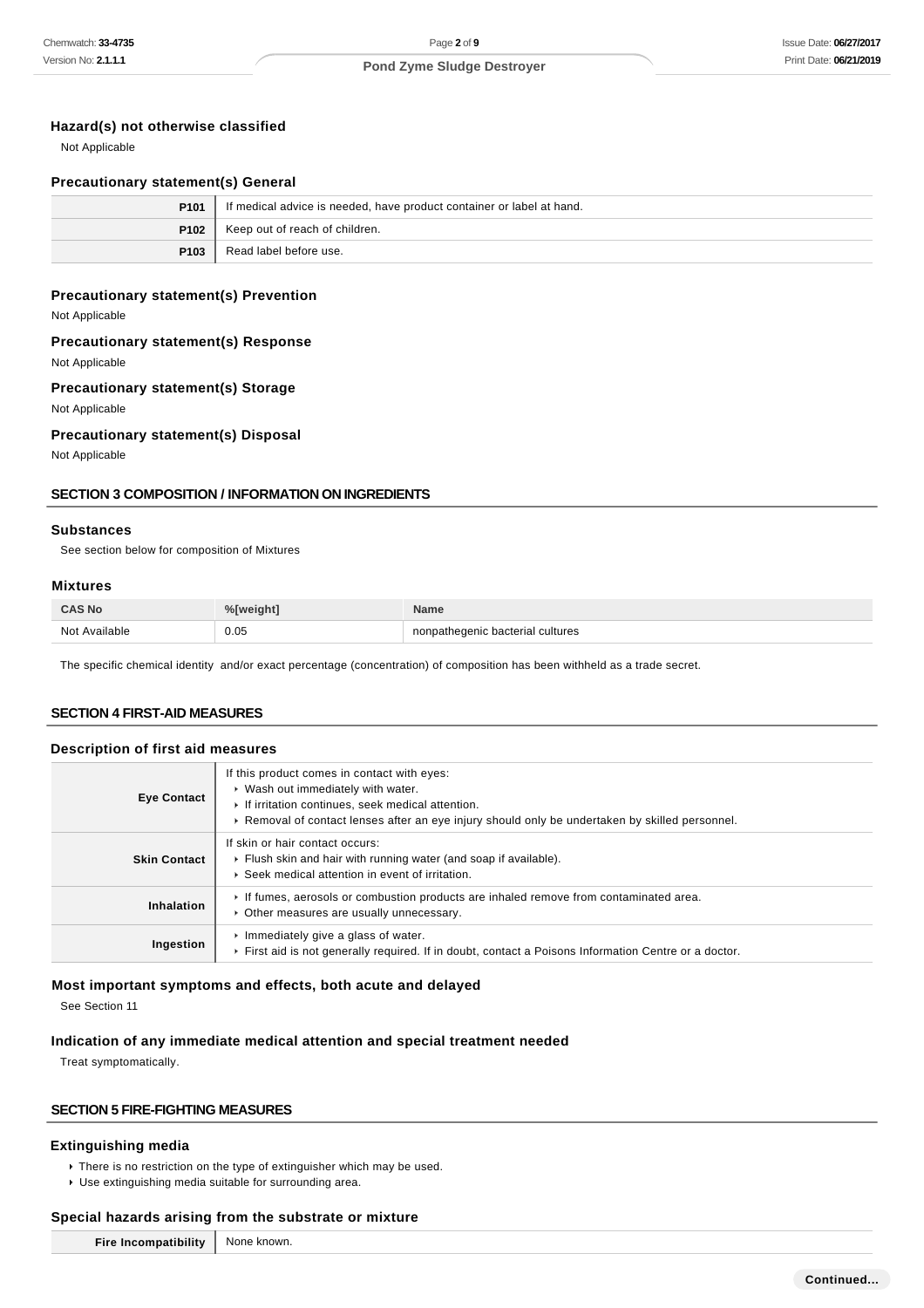### Hazard(s) not otherwise classified

Not Applicable

### Precautionary statement(s) General

| | |
|---|---|
| **P101** | If medical advice is needed, have product container or label at hand. |
| **P102** | Keep out of reach of children. |
| **P103** | Read label before use. |

### Precautionary statement(s) Prevention

Not Applicable

### Precautionary statement(s) Response

Not Applicable

### Precautionary statement(s) Storage

Not Applicable

### Precautionary statement(s) Disposal

Not Applicable

## SECTION 3 COMPOSITION / INFORMATION ON INGREDIENTS

### Substances

See section below for composition of Mixtures

### Mixtures

| CAS No | %[weight] | Name |
|---|---|---|
| Not Available | 0.05 | nonpathegenic bacterial cultures |

The specific chemical identity and/or exact percentage (concentration) of composition has been withheld as a trade secret.

## SECTION 4 FIRST-AID MEASURES

### Description of first aid measures

| | |
|---|---|
| **Eye Contact** | If this product comes in contact with eyes:<br>▸ Wash out immediately with water.<br>▸ If irritation continues, seek medical attention.<br>▸ Removal of contact lenses after an eye injury should only be undertaken by skilled personnel. |
| **Skin Contact** | If skin or hair contact occurs:<br>▸ Flush skin and hair with running water (and soap if available).<br>▸ Seek medical attention in event of irritation. |
| **Inhalation** | ▸ If fumes, aerosols or combustion products are inhaled remove from contaminated area.<br>▸ Other measures are usually unnecessary. |
| **Ingestion** | ▸ Immediately give a glass of water.<br>▸ First aid is not generally required. If in doubt, contact a Poisons Information Centre or a doctor. |

### Most important symptoms and effects, both acute and delayed

See Section 11

### Indication of any immediate medical attention and special treatment needed

Treat symptomatically.

## SECTION 5 FIRE-FIGHTING MEASURES

### Extinguishing media

- There is no restriction on the type of extinguisher which may be used.
- Use extinguishing media suitable for surrounding area.

### Special hazards arising from the substrate or mixture

| | |
|---|---|
| **Fire Incompatibility** | None known. |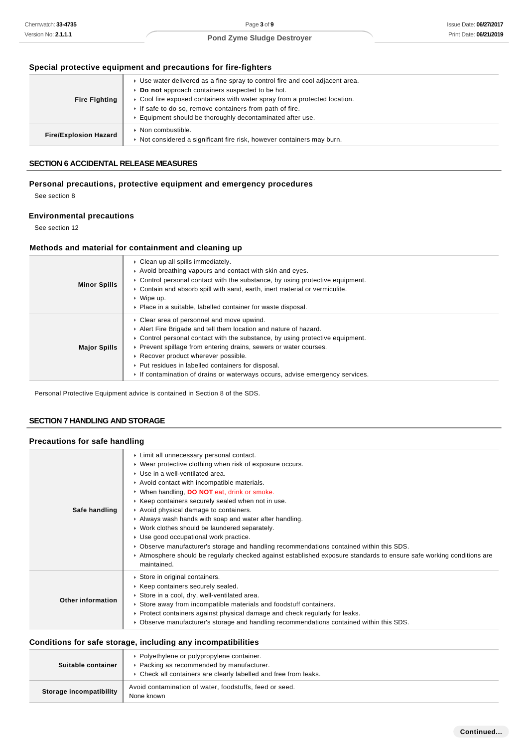### Special protective equipment and precautions for fire-fighters

| | |
|---|---|
| **Fire Fighting** | ‣ Use water delivered as a fine spray to control fire and cool adjacent area.<br>‣ **Do not** approach containers suspected to be hot.<br>‣ Cool fire exposed containers with water spray from a protected location.<br>‣ If safe to do so, remove containers from path of fire.<br>‣ Equipment should be thoroughly decontaminated after use. |
| **Fire/Explosion Hazard** | ‣ Non combustible.<br>‣ Not considered a significant fire risk, however containers may burn. |

## SECTION 6 ACCIDENTAL RELEASE MEASURES

### Personal precautions, protective equipment and emergency procedures

See section 8

### Environmental precautions

See section 12

### Methods and material for containment and cleaning up

| | |
|---|---|
| **Minor Spills** | ‣ Clean up all spills immediately.<br>‣ Avoid breathing vapours and contact with skin and eyes.<br>‣ Control personal contact with the substance, by using protective equipment.<br>‣ Contain and absorb spill with sand, earth, inert material or vermiculite.<br>‣ Wipe up.<br>‣ Place in a suitable, labelled container for waste disposal. |
| **Major Spills** | ‣ Clear area of personnel and move upwind.<br>‣ Alert Fire Brigade and tell them location and nature of hazard.<br>‣ Control personal contact with the substance, by using protective equipment.<br>‣ Prevent spillage from entering drains, sewers or water courses.<br>‣ Recover product wherever possible.<br>‣ Put residues in labelled containers for disposal.<br>‣ If contamination of drains or waterways occurs, advise emergency services. |

Personal Protective Equipment advice is contained in Section 8 of the SDS.

## SECTION 7 HANDLING AND STORAGE

### Precautions for safe handling

| | |
|---|---|
| **Safe handling** | ‣ Limit all unnecessary personal contact.<br>‣ Wear protective clothing when risk of exposure occurs.<br>‣ Use in a well-ventilated area.<br>‣ Avoid contact with incompatible materials.<br>‣ When handling, **DO NOT** eat, drink or smoke.<br>‣ Keep containers securely sealed when not in use.<br>‣ Avoid physical damage to containers.<br>‣ Always wash hands with soap and water after handling.<br>‣ Work clothes should be laundered separately.<br>‣ Use good occupational work practice.<br>‣ Observe manufacturer's storage and handling recommendations contained within this SDS.<br>‣ Atmosphere should be regularly checked against established exposure standards to ensure safe working conditions are maintained. |
| **Other information** | ‣ Store in original containers.<br>‣ Keep containers securely sealed.<br>‣ Store in a cool, dry, well-ventilated area.<br>‣ Store away from incompatible materials and foodstuff containers.<br>‣ Protect containers against physical damage and check regularly for leaks.<br>‣ Observe manufacturer's storage and handling recommendations contained within this SDS. |

### Conditions for safe storage, including any incompatibilities

| | |
|---|---|
| **Suitable container** | ‣ Polyethylene or polypropylene container.<br>‣ Packing as recommended by manufacturer.<br>‣ Check all containers are clearly labelled and free from leaks. |
| **Storage incompatibility** | Avoid contamination of water, foodstuffs, feed or seed.<br>None known |

**Continued...**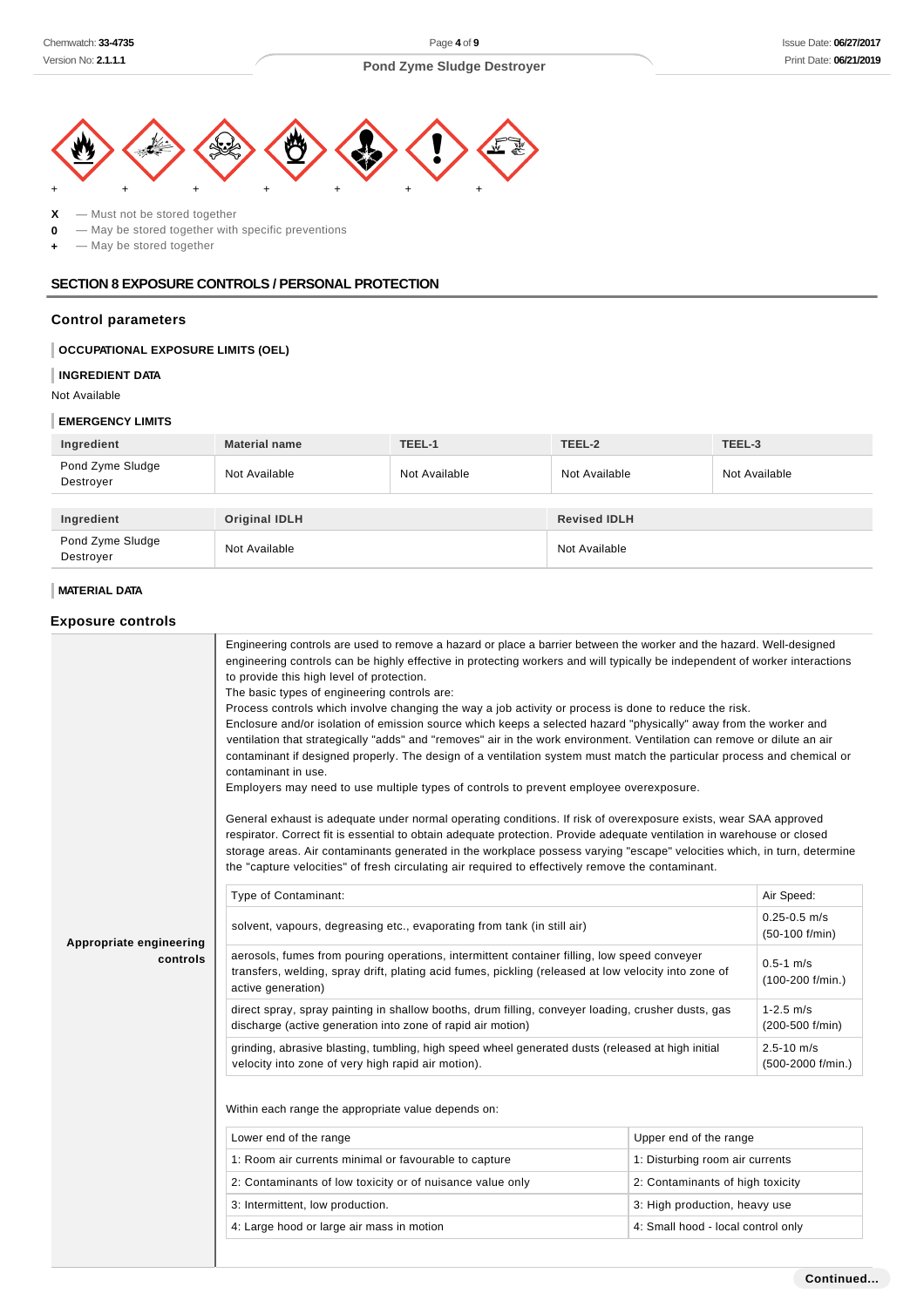\+ \+ \+ \+ \+ \+ \+

**X** — Must not be stored together
**0** — May be stored together with specific preventions
**+** — May be stored together

## SECTION 8 EXPOSURE CONTROLS / PERSONAL PROTECTION

### Control parameters

**OCCUPATIONAL EXPOSURE LIMITS (OEL)**

**INGREDIENT DATA**

Not Available

**EMERGENCY LIMITS**

| Ingredient | Material name | TEEL-1 | TEEL-2 | TEEL-3 |
|---|---|---|---|---|
| Pond Zyme Sludge Destroyer | Not Available | Not Available | Not Available | Not Available |

| Ingredient | Original IDLH | Revised IDLH |
|---|---|---|
| Pond Zyme Sludge Destroyer | Not Available | Not Available |

**MATERIAL DATA**

### Exposure controls

**Appropriate engineering controls**

Engineering controls are used to remove a hazard or place a barrier between the worker and the hazard. Well-designed engineering controls can be highly effective in protecting workers and will typically be independent of worker interactions to provide this high level of protection.
The basic types of engineering controls are:
Process controls which involve changing the way a job activity or process is done to reduce the risk.
Enclosure and/or isolation of emission source which keeps a selected hazard "physically" away from the worker and ventilation that strategically "adds" and "removes" air in the work environment. Ventilation can remove or dilute an air contaminant if designed properly. The design of a ventilation system must match the particular process and chemical or contaminant in use.
Employers may need to use multiple types of controls to prevent employee overexposure.

General exhaust is adequate under normal operating conditions. If risk of overexposure exists, wear SAA approved respirator. Correct fit is essential to obtain adequate protection. Provide adequate ventilation in warehouse or closed storage areas. Air contaminants generated in the workplace possess varying "escape" velocities which, in turn, determine the "capture velocities" of fresh circulating air required to effectively remove the contaminant.

| Type of Contaminant: | Air Speed: |
|---|---|
| solvent, vapours, degreasing etc., evaporating from tank (in still air) | 0.25-0.5 m/s (50-100 f/min) |
| aerosols, fumes from pouring operations, intermittent container filling, low speed conveyer transfers, welding, spray drift, plating acid fumes, pickling (released at low velocity into zone of active generation) | 0.5-1 m/s (100-200 f/min.) |
| direct spray, spray painting in shallow booths, drum filling, conveyer loading, crusher dusts, gas discharge (active generation into zone of rapid air motion) | 1-2.5 m/s (200-500 f/min) |
| grinding, abrasive blasting, tumbling, high speed wheel generated dusts (released at high initial velocity into zone of very high rapid air motion). | 2.5-10 m/s (500-2000 f/min.) |

Within each range the appropriate value depends on:

| Lower end of the range | Upper end of the range |
|---|---|
| 1: Room air currents minimal or favourable to capture | 1: Disturbing room air currents |
| 2: Contaminants of low toxicity or of nuisance value only | 2: Contaminants of high toxicity |
| 3: Intermittent, low production. | 3: High production, heavy use |
| 4: Large hood or large air mass in motion | 4: Small hood - local control only |

Continued...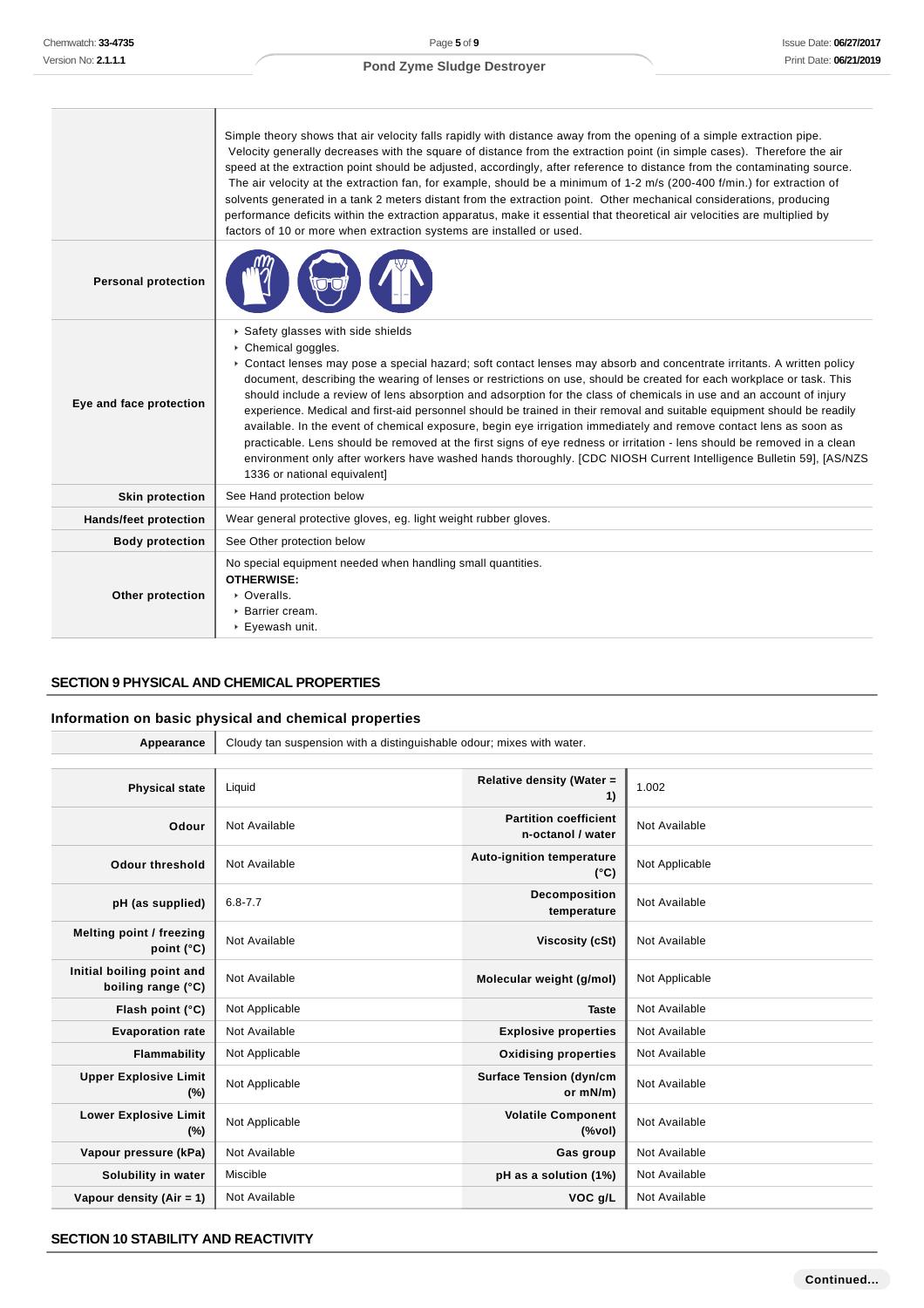| | |
|---|---|
| | Simple theory shows that air velocity falls rapidly with distance away from the opening of a simple extraction pipe. Velocity generally decreases with the square of distance from the extraction point (in simple cases). Therefore the air speed at the extraction point should be adjusted, accordingly, after reference to distance from the contaminating source. The air velocity at the extraction fan, for example, should be a minimum of 1-2 m/s (200-400 f/min.) for extraction of solvents generated in a tank 2 meters distant from the extraction point. Other mechanical considerations, producing performance deficits within the extraction apparatus, make it essential that theoretical air velocities are multiplied by factors of 10 or more when extraction systems are installed or used. |
| **Personal protection** | |
| **Eye and face protection** | ‣ Safety glasses with side shields<br>‣ Chemical goggles.<br>‣ Contact lenses may pose a special hazard; soft contact lenses may absorb and concentrate irritants. A written policy document, describing the wearing of lenses or restrictions on use, should be created for each workplace or task. This should include a review of lens absorption and adsorption for the class of chemicals in use and an account of injury experience. Medical and first-aid personnel should be trained in their removal and suitable equipment should be readily available. In the event of chemical exposure, begin eye irrigation immediately and remove contact lens as soon as practicable. Lens should be removed at the first signs of eye redness or irritation - lens should be removed in a clean environment only after workers have washed hands thoroughly. [CDC NIOSH Current Intelligence Bulletin 59], [AS/NZS 1336 or national equivalent] |
| **Skin protection** | See Hand protection below |
| **Hands/feet protection** | Wear general protective gloves, eg. light weight rubber gloves. |
| **Body protection** | See Other protection below |
| **Other protection** | No special equipment needed when handling small quantities.<br>**OTHERWISE:**<br>‣ Overalls.<br>‣ Barrier cream.<br>‣ Eyewash unit. |

## SECTION 9 PHYSICAL AND CHEMICAL PROPERTIES

### Information on basic physical and chemical properties

| | |
|---|---|
| **Appearance** | Cloudy tan suspension with a distinguishable odour; mixes with water. |

| | | | |
|---|---|---|---|
| **Physical state** | Liquid | **Relative density (Water = 1)** | 1.002 |
| **Odour** | Not Available | **Partition coefficient n-octanol / water** | Not Available |
| **Odour threshold** | Not Available | **Auto-ignition temperature (°C)** | Not Applicable |
| **pH (as supplied)** | 6.8-7.7 | **Decomposition temperature** | Not Available |
| **Melting point / freezing point (°C)** | Not Available | **Viscosity (cSt)** | Not Available |
| **Initial boiling point and boiling range (°C)** | Not Available | **Molecular weight (g/mol)** | Not Applicable |
| **Flash point (°C)** | Not Applicable | **Taste** | Not Available |
| **Evaporation rate** | Not Available | **Explosive properties** | Not Available |
| **Flammability** | Not Applicable | **Oxidising properties** | Not Available |
| **Upper Explosive Limit (%)** | Not Applicable | **Surface Tension (dyn/cm or mN/m)** | Not Available |
| **Lower Explosive Limit (%)** | Not Applicable | **Volatile Component (%vol)** | Not Available |
| **Vapour pressure (kPa)** | Not Available | **Gas group** | Not Available |
| **Solubility in water** | Miscible | **pH as a solution (1%)** | Not Available |
| **Vapour density (Air = 1)** | Not Available | **VOC g/L** | Not Available |

## SECTION 10 STABILITY AND REACTIVITY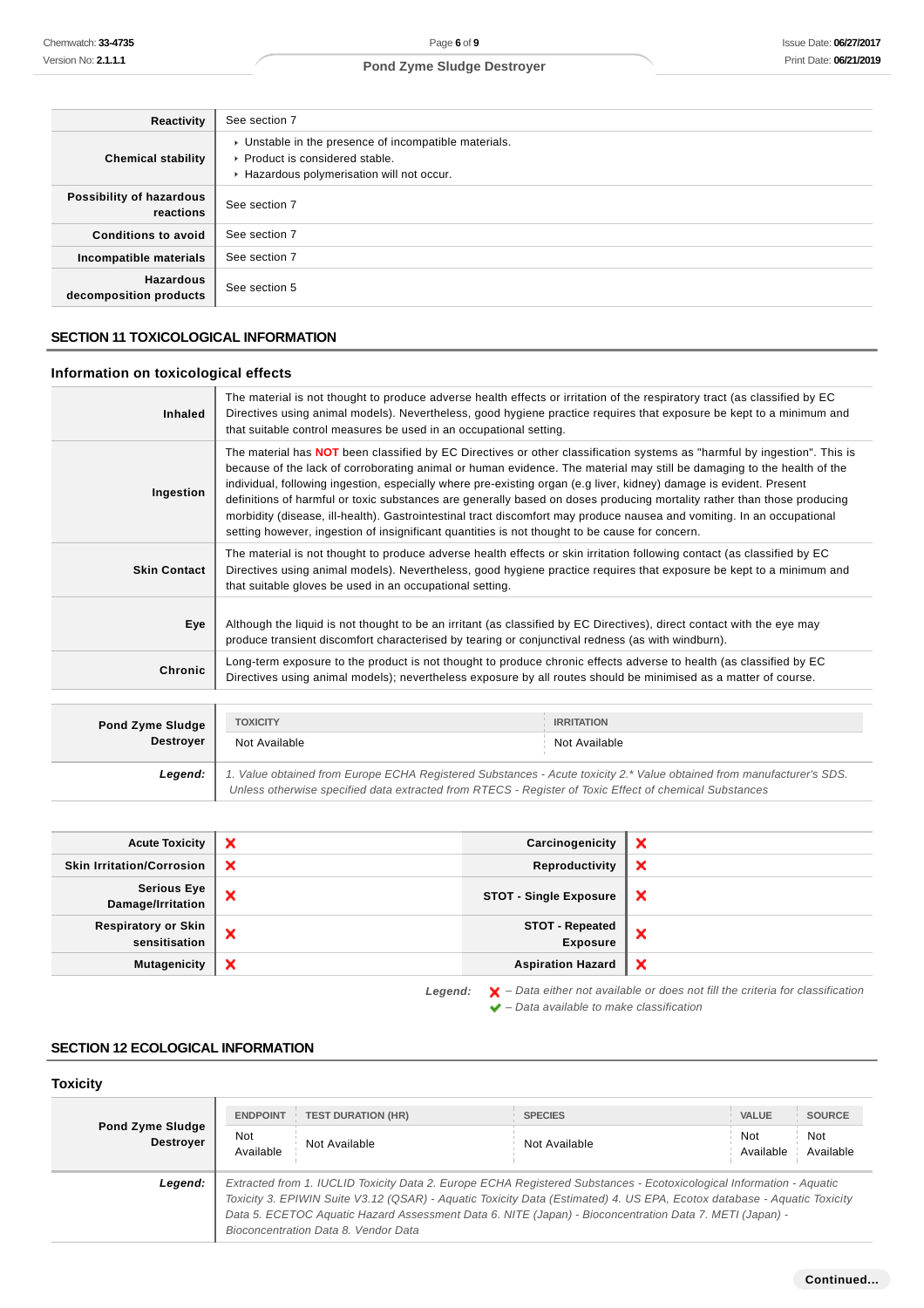| | |
|---|---|
| **Reactivity** | See section 7 |
| **Chemical stability** | ▸ Unstable in the presence of incompatible materials.<br>▸ Product is considered stable.<br>▸ Hazardous polymerisation will not occur. |
| **Possibility of hazardous reactions** | See section 7 |
| **Conditions to avoid** | See section 7 |
| **Incompatible materials** | See section 7 |
| **Hazardous decomposition products** | See section 5 |

## SECTION 11 TOXICOLOGICAL INFORMATION

### Information on toxicological effects

| | |
|---|---|
| **Inhaled** | The material is not thought to produce adverse health effects or irritation of the respiratory tract (as classified by EC Directives using animal models). Nevertheless, good hygiene practice requires that exposure be kept to a minimum and that suitable control measures be used in an occupational setting. |
| **Ingestion** | The material has **NOT** been classified by EC Directives or other classification systems as "harmful by ingestion". This is because of the lack of corroborating animal or human evidence. The material may still be damaging to the health of the individual, following ingestion, especially where pre-existing organ (e.g liver, kidney) damage is evident. Present definitions of harmful or toxic substances are generally based on doses producing mortality rather than those producing morbidity (disease, ill-health). Gastrointestinal tract discomfort may produce nausea and vomiting. In an occupational setting however, ingestion of insignificant quantities is not thought to be cause for concern. |
| **Skin Contact** | The material is not thought to produce adverse health effects or skin irritation following contact (as classified by EC Directives using animal models). Nevertheless, good hygiene practice requires that exposure be kept to a minimum and that suitable gloves be used in an occupational setting. |
| **Eye** | Although the liquid is not thought to be an irritant (as classified by EC Directives), direct contact with the eye may produce transient discomfort characterised by tearing or conjunctival redness (as with windburn). |
| **Chronic** | Long-term exposure to the product is not thought to produce chronic effects adverse to health (as classified by EC Directives using animal models); nevertheless exposure by all routes should be minimised as a matter of course. |

| | TOXICITY | IRRITATION |
|---|---|---|
| **Pond Zyme Sludge Destroyer** | Not Available | Not Available |
| ***Legend:*** | *1. Value obtained from Europe ECHA Registered Substances - Acute toxicity 2.\* Value obtained from manufacturer's SDS. Unless otherwise specified data extracted from RTECS - Register of Toxic Effect of chemical Substances* | |

| | | | |
|---|---|---|---|
| **Acute Toxicity** | ✘ | **Carcinogenicity** | ✘ |
| **Skin Irritation/Corrosion** | ✘ | **Reproductivity** | ✘ |
| **Serious Eye Damage/Irritation** | ✘ | **STOT - Single Exposure** | ✘ |
| **Respiratory or Skin sensitisation** | ✘ | **STOT - Repeated Exposure** | ✘ |
| **Mutagenicity** | ✘ | **Aspiration Hazard** | ✘ |

***Legend:*** ✘ *– Data either not available or does not fill the criteria for classification*
✔ *– Data available to make classification*

## SECTION 12 ECOLOGICAL INFORMATION

### Toxicity

| | ENDPOINT | TEST DURATION (HR) | SPECIES | VALUE | SOURCE |
|---|---|---|---|---|---|
| **Pond Zyme Sludge Destroyer** | Not Available | Not Available | Not Available | Not Available | Not Available |
| ***Legend:*** | *Extracted from 1. IUCLID Toxicity Data 2. Europe ECHA Registered Substances - Ecotoxicological Information - Aquatic Toxicity 3. EPIWIN Suite V3.12 (QSAR) - Aquatic Toxicity Data (Estimated) 4. US EPA, Ecotox database - Aquatic Toxicity Data 5. ECETOC Aquatic Hazard Assessment Data 6. NITE (Japan) - Bioconcentration Data 7. METI (Japan) - Bioconcentration Data 8. Vendor Data* | | | | |

**Continued...**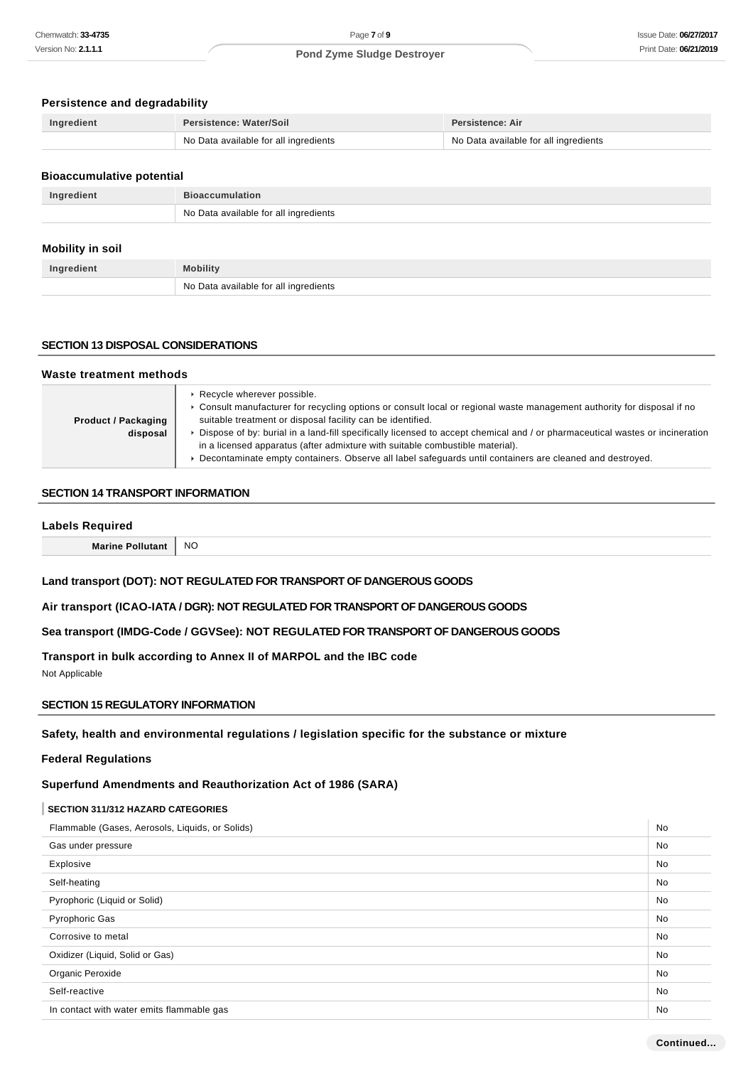### Persistence and degradability

| Ingredient | Persistence: Water/Soil | Persistence: Air |
| --- | --- | --- |
| | No Data available for all ingredients | No Data available for all ingredients |

### Bioaccumulative potential

| Ingredient | Bioaccumulation |
| --- | --- |
| | No Data available for all ingredients |

### Mobility in soil

| Ingredient | Mobility |
| --- | --- |
| | No Data available for all ingredients |

## SECTION 13 DISPOSAL CONSIDERATIONS

### Waste treatment methods

| | |
| --- | --- |
| **Product / Packaging disposal** | ▸ Recycle wherever possible.<br>▸ Consult manufacturer for recycling options or consult local or regional waste management authority for disposal if no suitable treatment or disposal facility can be identified.<br>▸ Dispose of by: burial in a land-fill specifically licensed to accept chemical and / or pharmaceutical wastes or incineration in a licensed apparatus (after admixture with suitable combustible material).<br>▸ Decontaminate empty containers. Observe all label safeguards until containers are cleaned and destroyed. |

## SECTION 14 TRANSPORT INFORMATION

### Labels Required

| | |
| --- | --- |
| **Marine Pollutant** | NO |

### Land transport (DOT): NOT REGULATED FOR TRANSPORT OF DANGEROUS GOODS

### Air transport (ICAO-IATA / DGR): NOT REGULATED FOR TRANSPORT OF DANGEROUS GOODS

### Sea transport (IMDG-Code / GGVSee): NOT REGULATED FOR TRANSPORT OF DANGEROUS GOODS

### Transport in bulk according to Annex II of MARPOL and the IBC code

Not Applicable

## SECTION 15 REGULATORY INFORMATION

### Safety, health and environmental regulations / legislation specific for the substance or mixture

### Federal Regulations

### Superfund Amendments and Reauthorization Act of 1986 (SARA)

#### SECTION 311/312 HAZARD CATEGORIES

| | |
| --- | --- |
| Flammable (Gases, Aerosols, Liquids, or Solids) | No |
| Gas under pressure | No |
| Explosive | No |
| Self-heating | No |
| Pyrophoric (Liquid or Solid) | No |
| Pyrophoric Gas | No |
| Corrosive to metal | No |
| Oxidizer (Liquid, Solid or Gas) | No |
| Organic Peroxide | No |
| Self-reactive | No |
| In contact with water emits flammable gas | No |

Continued...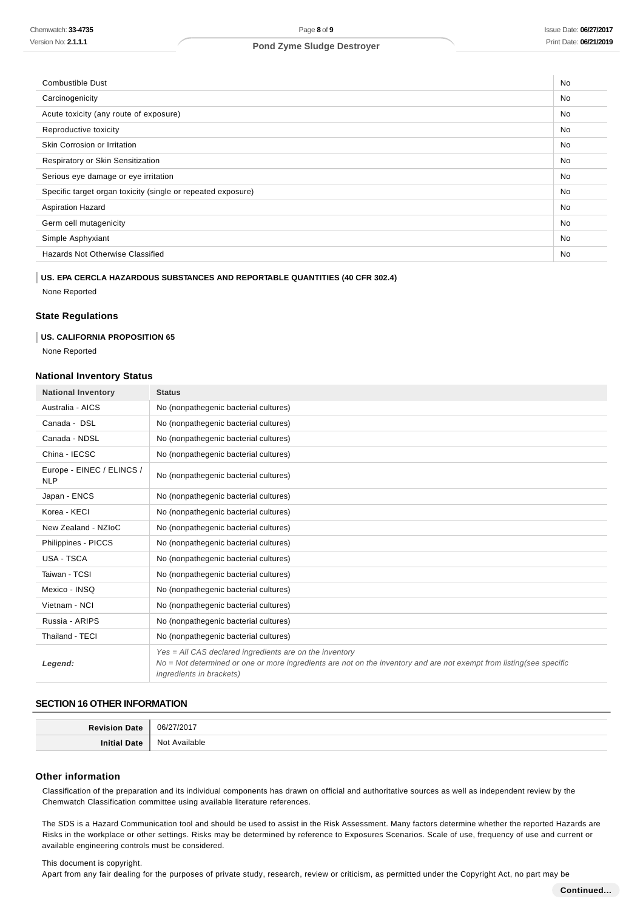| | |
|---|---|
| Combustible Dust | No |
| Carcinogenicity | No |
| Acute toxicity (any route of exposure) | No |
| Reproductive toxicity | No |
| Skin Corrosion or Irritation | No |
| Respiratory or Skin Sensitization | No |
| Serious eye damage or eye irritation | No |
| Specific target organ toxicity (single or repeated exposure) | No |
| Aspiration Hazard | No |
| Germ cell mutagenicity | No |
| Simple Asphyxiant | No |
| Hazards Not Otherwise Classified | No |

**US. EPA CERCLA HAZARDOUS SUBSTANCES AND REPORTABLE QUANTITIES (40 CFR 302.4)**

None Reported

### State Regulations

**US. CALIFORNIA PROPOSITION 65**

None Reported

### National Inventory Status

| National Inventory | Status |
|---|---|
| Australia - AICS | No (nonpathegenic bacterial cultures) |
| Canada - DSL | No (nonpathegenic bacterial cultures) |
| Canada - NDSL | No (nonpathegenic bacterial cultures) |
| China - IECSC | No (nonpathegenic bacterial cultures) |
| Europe - EINEC / ELINCS / NLP | No (nonpathegenic bacterial cultures) |
| Japan - ENCS | No (nonpathegenic bacterial cultures) |
| Korea - KECI | No (nonpathegenic bacterial cultures) |
| New Zealand - NZIoC | No (nonpathegenic bacterial cultures) |
| Philippines - PICCS | No (nonpathegenic bacterial cultures) |
| USA - TSCA | No (nonpathegenic bacterial cultures) |
| Taiwan - TCSI | No (nonpathegenic bacterial cultures) |
| Mexico - INSQ | No (nonpathegenic bacterial cultures) |
| Vietnam - NCI | No (nonpathegenic bacterial cultures) |
| Russia - ARIPS | No (nonpathegenic bacterial cultures) |
| Thailand - TECI | No (nonpathegenic bacterial cultures) |
| ***Legend:*** | *Yes = All CAS declared ingredients are on the inventory*<br>*No = Not determined or one or more ingredients are not on the inventory and are not exempt from listing(see specific ingredients in brackets)* |

## SECTION 16 OTHER INFORMATION

| | |
|---|---|
| **Revision Date** | 06/27/2017 |
| **Initial Date** | Not Available |

### Other information

Classification of the preparation and its individual components has drawn on official and authoritative sources as well as independent review by the Chemwatch Classification committee using available literature references.

The SDS is a Hazard Communication tool and should be used to assist in the Risk Assessment. Many factors determine whether the reported Hazards are Risks in the workplace or other settings. Risks may be determined by reference to Exposures Scenarios. Scale of use, frequency of use and current or available engineering controls must be considered.

This document is copyright.
Apart from any fair dealing for the purposes of private study, research, review or criticism, as permitted under the Copyright Act, no part may be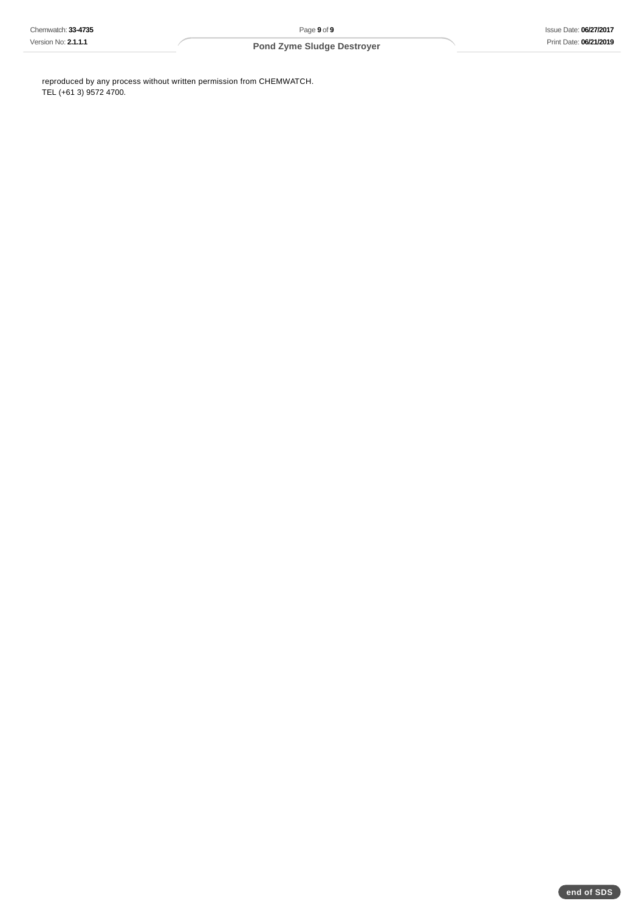reproduced by any process without written permission from CHEMWATCH.
TEL (+61 3) 9572 4700.

end of SDS